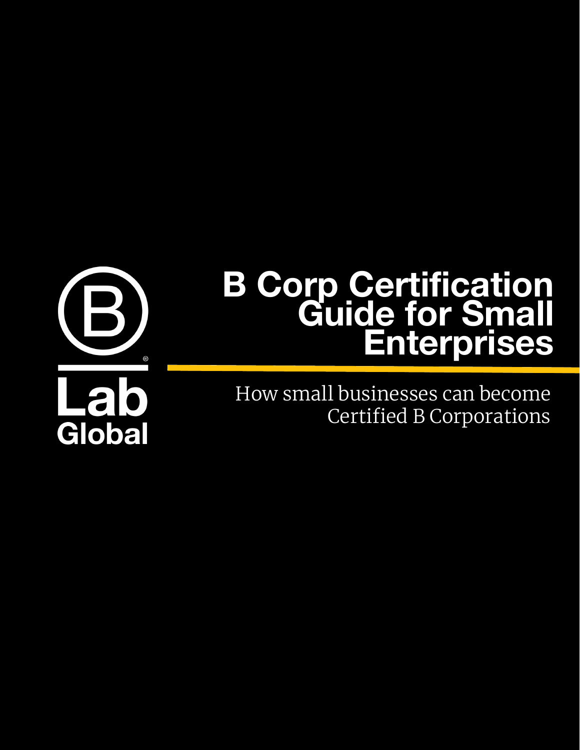B Lab Global

# B Corp Certification Guide for Small Enterprises

How small businesses can become Certified B Corporations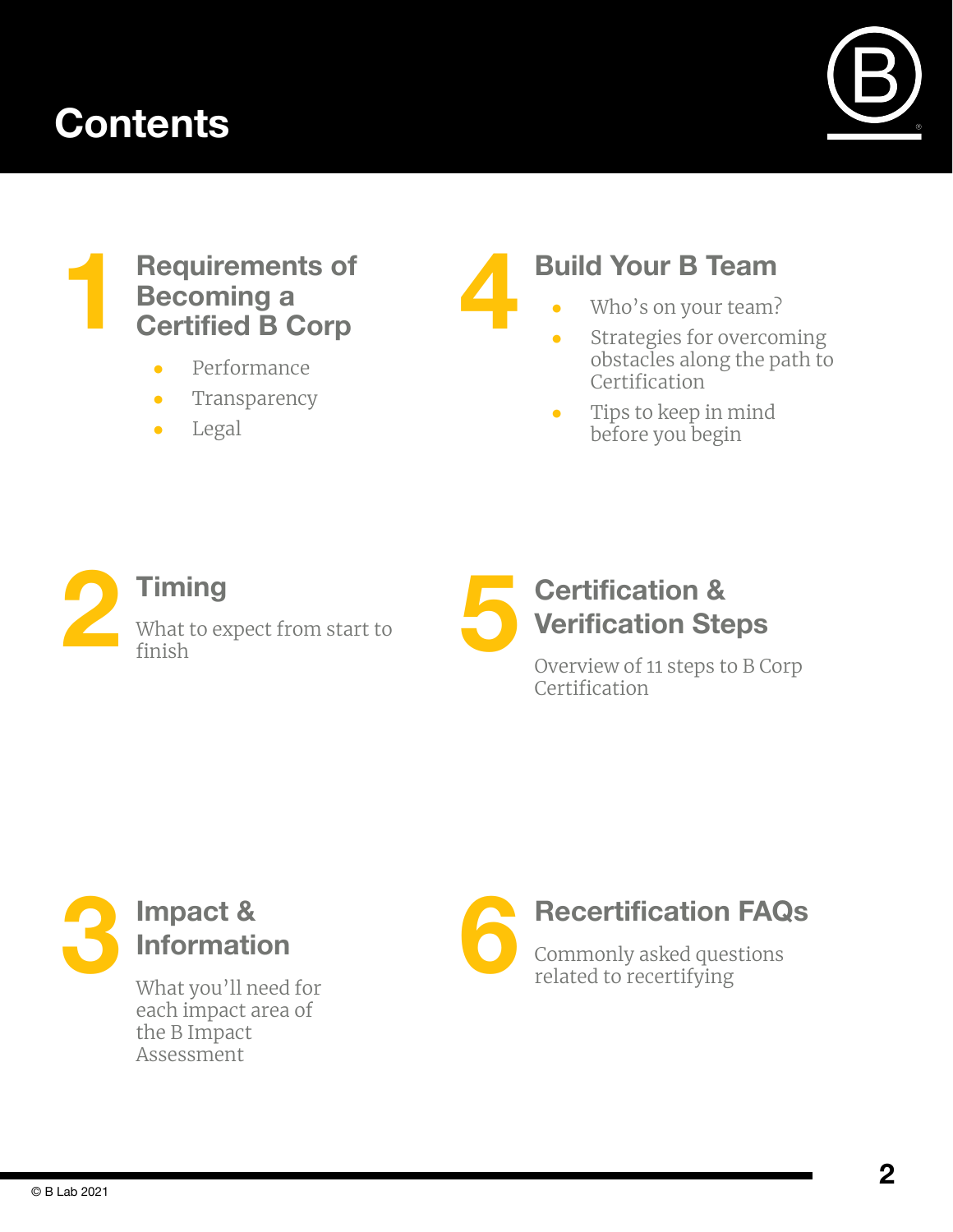# Contents

## 1 Requirements of Becoming a Certified B Corp

- Performance
- Transparency
- Legal

## 2 Timing

What to expect from start to finish

## 3 Impact & Information

What you'll need for each impact area of the B Impact Assessment

## 4 Build Your B Team

- Who's on your team?
- Strategies for overcoming obstacles along the path to Certification
- Tips to keep in mind before you begin

## 5 Certification & Verification Steps

Overview of 11 steps to B Corp Certification

## 6 Recertification FAQs

Commonly asked questions related to recertifying

© B Lab 2021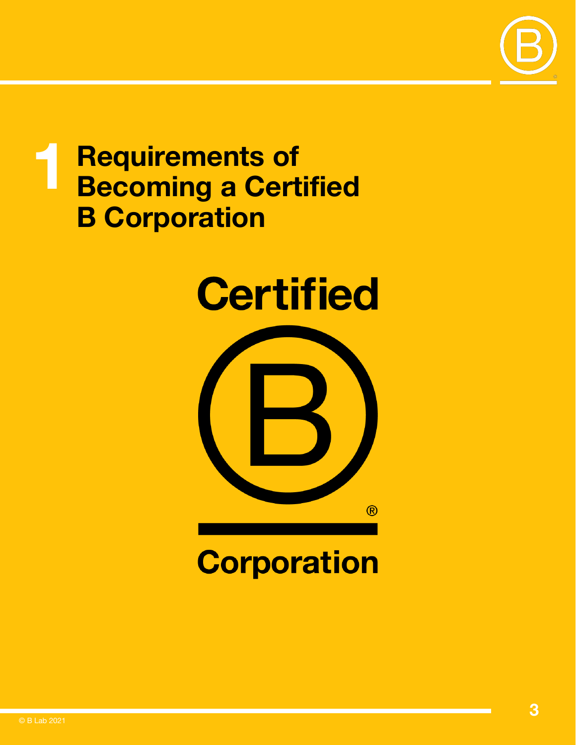# 1 Requirements of Becoming a Certified B Corporation

Certified

B

Corporation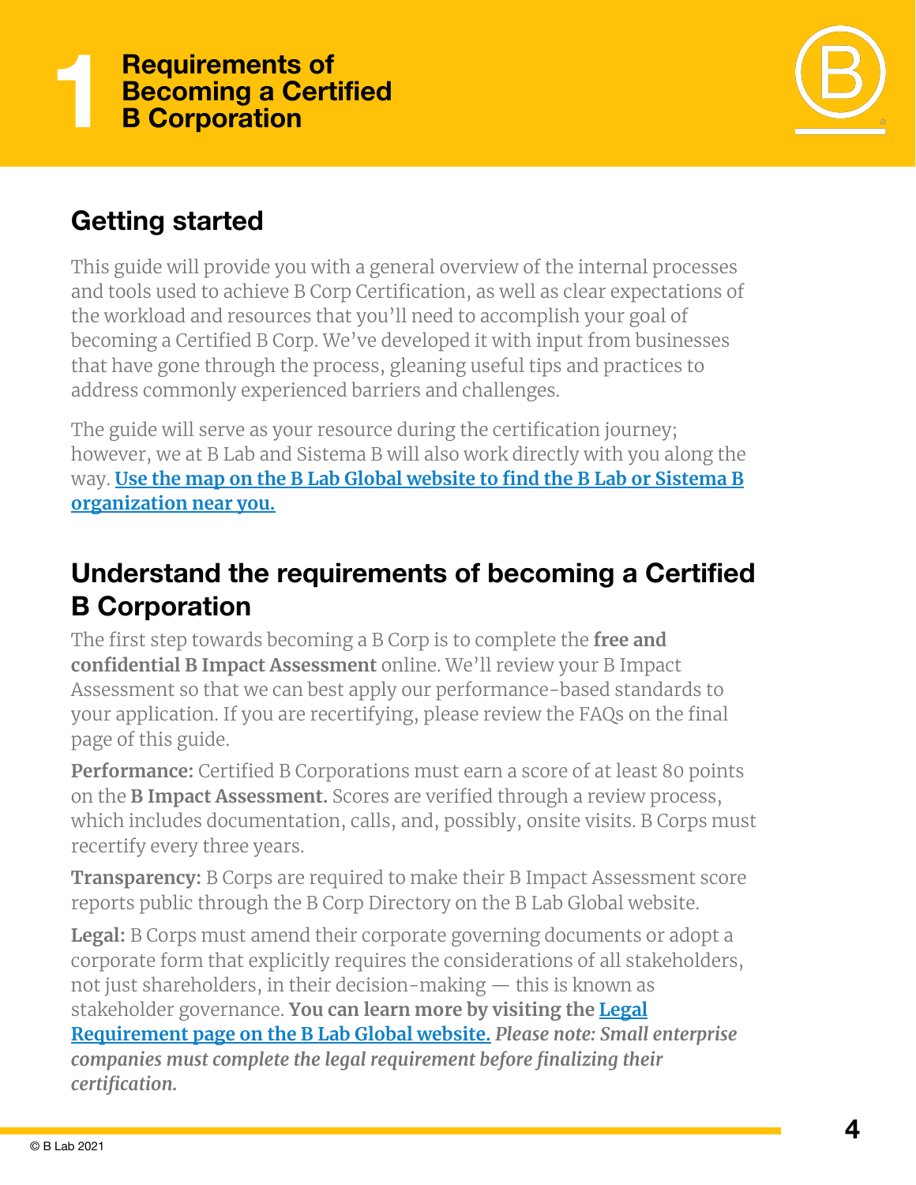# 1 Requirements of Becoming a Certified B Corporation

## Getting started

This guide will provide you with a general overview of the internal processes and tools used to achieve B Corp Certification, as well as clear expectations of the workload and resources that you'll need to accomplish your goal of becoming a Certified B Corp. We've developed it with input from businesses that have gone through the process, gleaning useful tips and practices to address commonly experienced barriers and challenges.

The guide will serve as your resource during the certification journey; however, we at B Lab and Sistema B will also work directly with you along the way. **Use the map on the B Lab Global website to find the B Lab or Sistema B organization near you.**

## Understand the requirements of becoming a Certified B Corporation

The first step towards becoming a B Corp is to complete the **free and confidential B Impact Assessment** online. We'll review your B Impact Assessment so that we can best apply our performance-based standards to your application. If you are recertifying, please review the FAQs on the final page of this guide.

**Performance:** Certified B Corporations must earn a score of at least 80 points on the **B Impact Assessment.** Scores are verified through a review process, which includes documentation, calls, and, possibly, onsite visits. B Corps must recertify every three years.

**Transparency:** B Corps are required to make their B Impact Assessment score reports public through the B Corp Directory on the B Lab Global website.

**Legal:** B Corps must amend their corporate governing documents or adopt a corporate form that explicitly requires the considerations of all stakeholders, not just shareholders, in their decision-making — this is known as stakeholder governance. **You can learn more by visiting the Legal Requirement page on the B Lab Global website.** ***Please note: Small enterprise companies must complete the legal requirement before finalizing their certification.***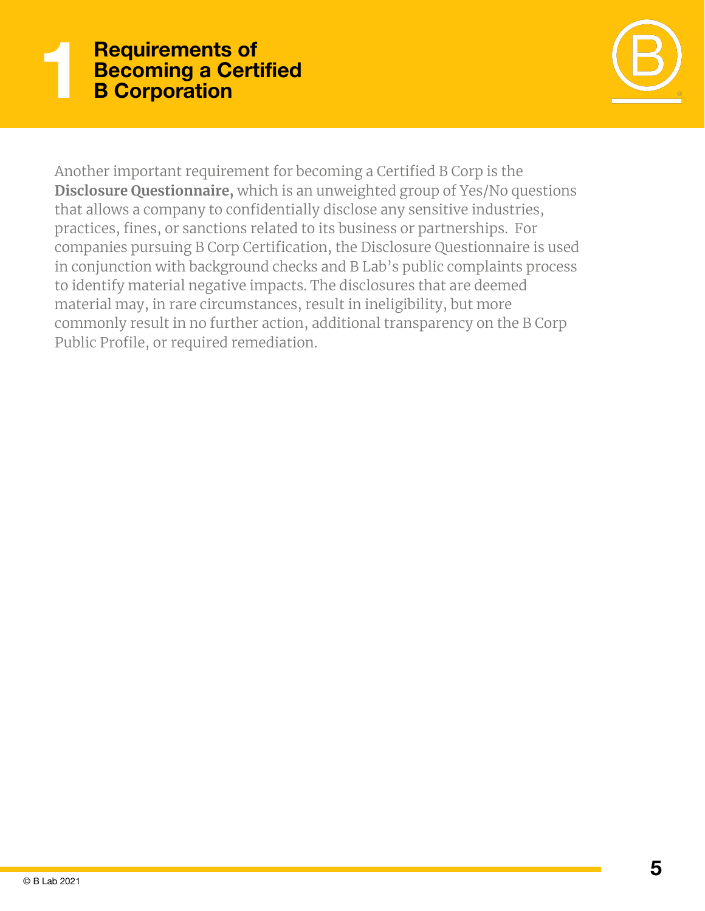# 1 Requirements of Becoming a Certified B Corporation

Another important requirement for becoming a Certified B Corp is the **Disclosure Questionnaire,** which is an unweighted group of Yes/No questions that allows a company to confidentially disclose any sensitive industries, practices, fines, or sanctions related to its business or partnerships. For companies pursuing B Corp Certification, the Disclosure Questionnaire is used in conjunction with background checks and B Lab's public complaints process to identify material negative impacts. The disclosures that are deemed material may, in rare circumstances, result in ineligibility, but more commonly result in no further action, additional transparency on the B Corp Public Profile, or required remediation.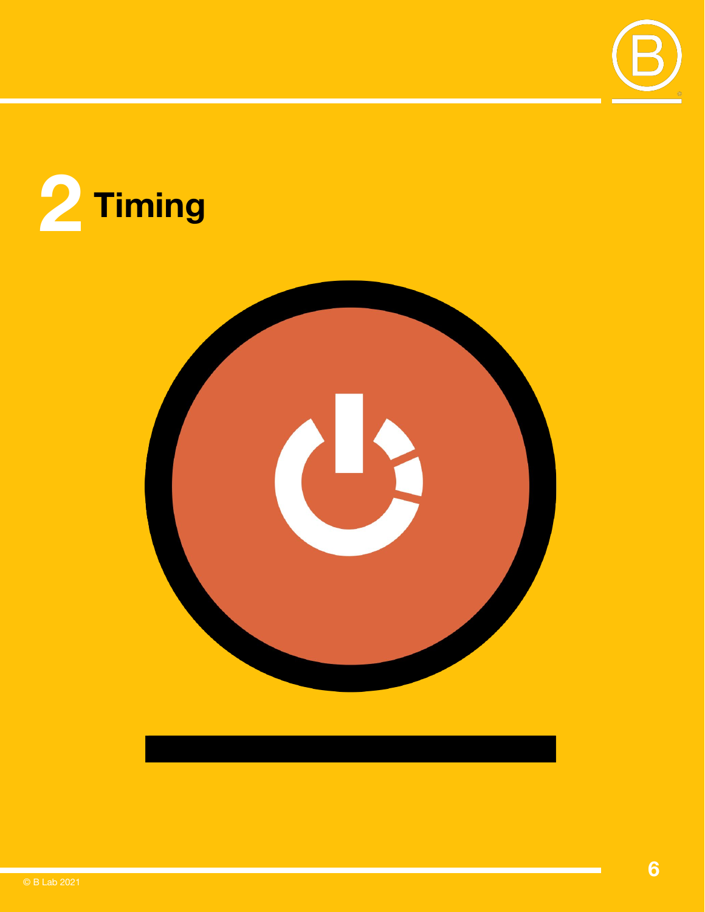# 2 Timing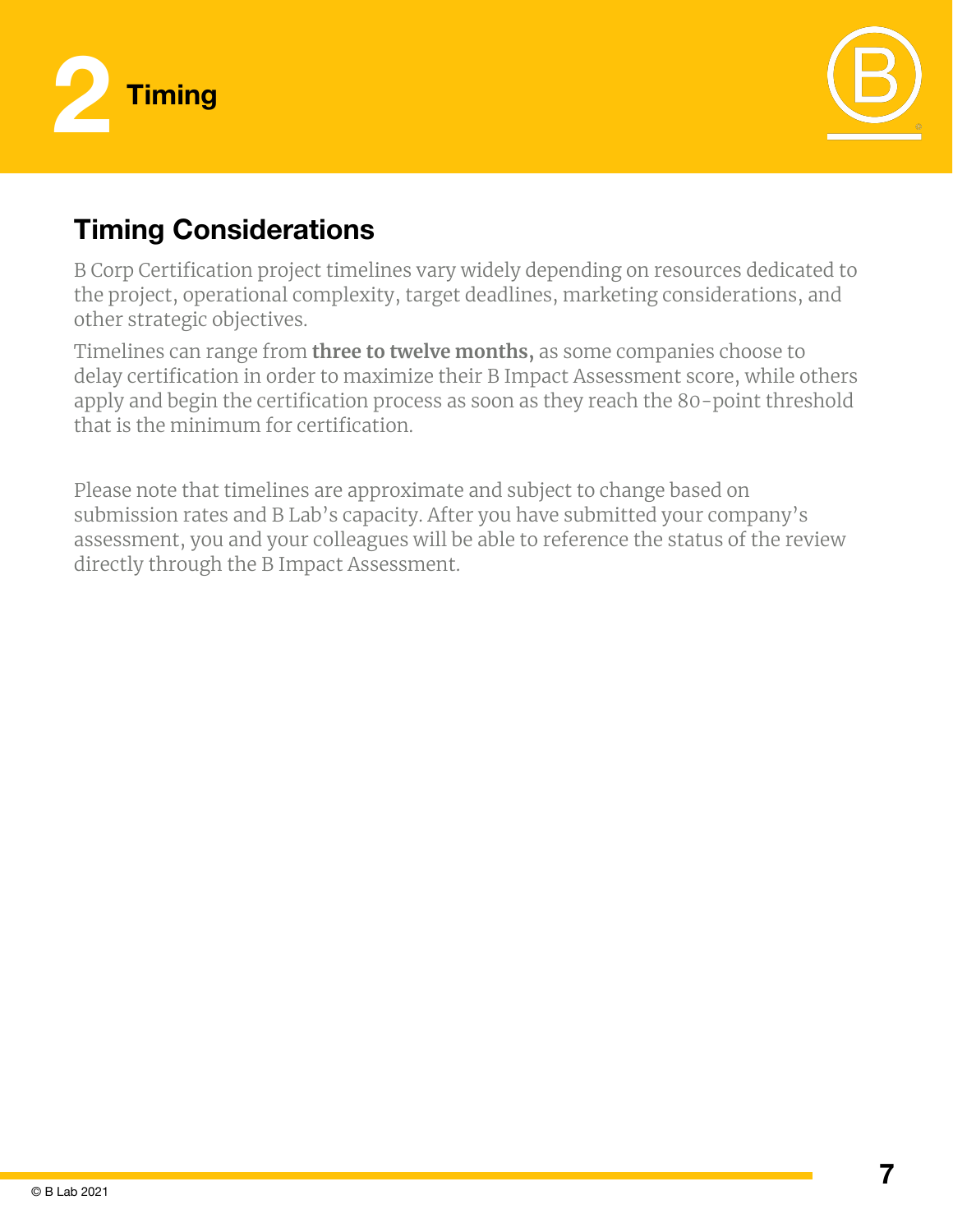# 2 Timing

## Timing Considerations

B Corp Certification project timelines vary widely depending on resources dedicated to the project, operational complexity, target deadlines, marketing considerations, and other strategic objectives.

Timelines can range from **three to twelve months,** as some companies choose to delay certification in order to maximize their B Impact Assessment score, while others apply and begin the certification process as soon as they reach the 80-point threshold that is the minimum for certification.

Please note that timelines are approximate and subject to change based on submission rates and B Lab's capacity. After you have submitted your company's assessment, you and your colleagues will be able to reference the status of the review directly through the B Impact Assessment.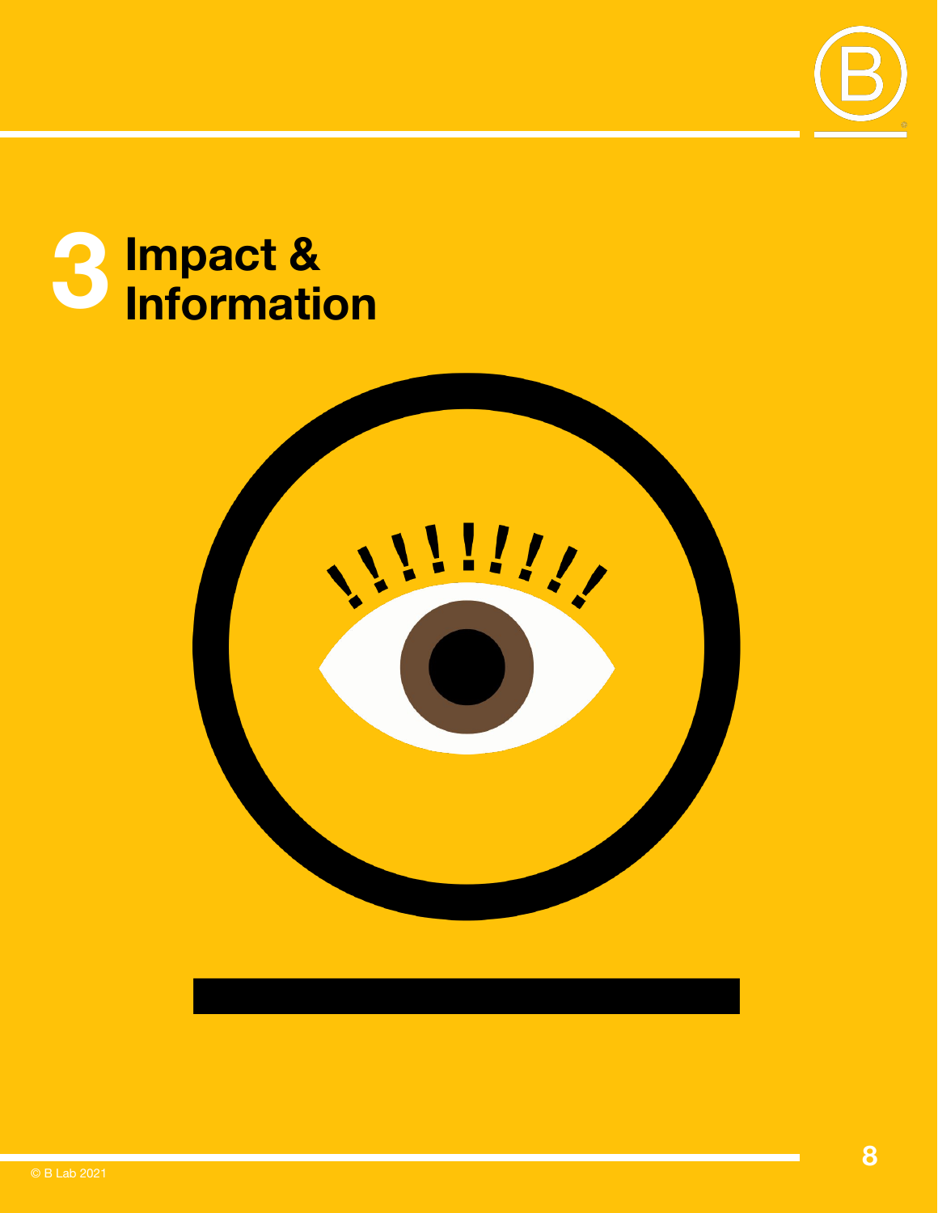# 3 Impact & Information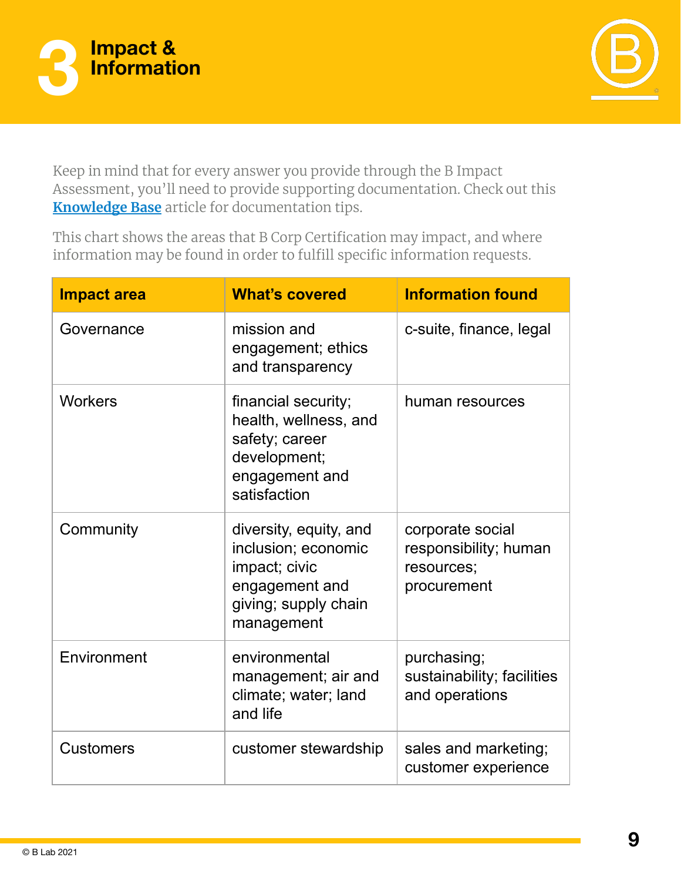# 3 Impact & Information

Keep in mind that for every answer you provide through the B Impact Assessment, you'll need to provide supporting documentation. Check out this **Knowledge Base** article for documentation tips.

This chart shows the areas that B Corp Certification may impact, and where information may be found in order to fulfill specific information requests.

| Impact area | What's covered | Information found |
|---|---|---|
| Governance | mission and engagement; ethics and transparency | c-suite, finance, legal |
| Workers | financial security; health, wellness, and safety; career development; engagement and satisfaction | human resources |
| Community | diversity, equity, and inclusion; economic impact; civic engagement and giving; supply chain management | corporate social responsibility; human resources; procurement |
| Environment | environmental management; air and climate; water; land and life | purchasing; sustainability; facilities and operations |
| Customers | customer stewardship | sales and marketing; customer experience |

© B Lab 2021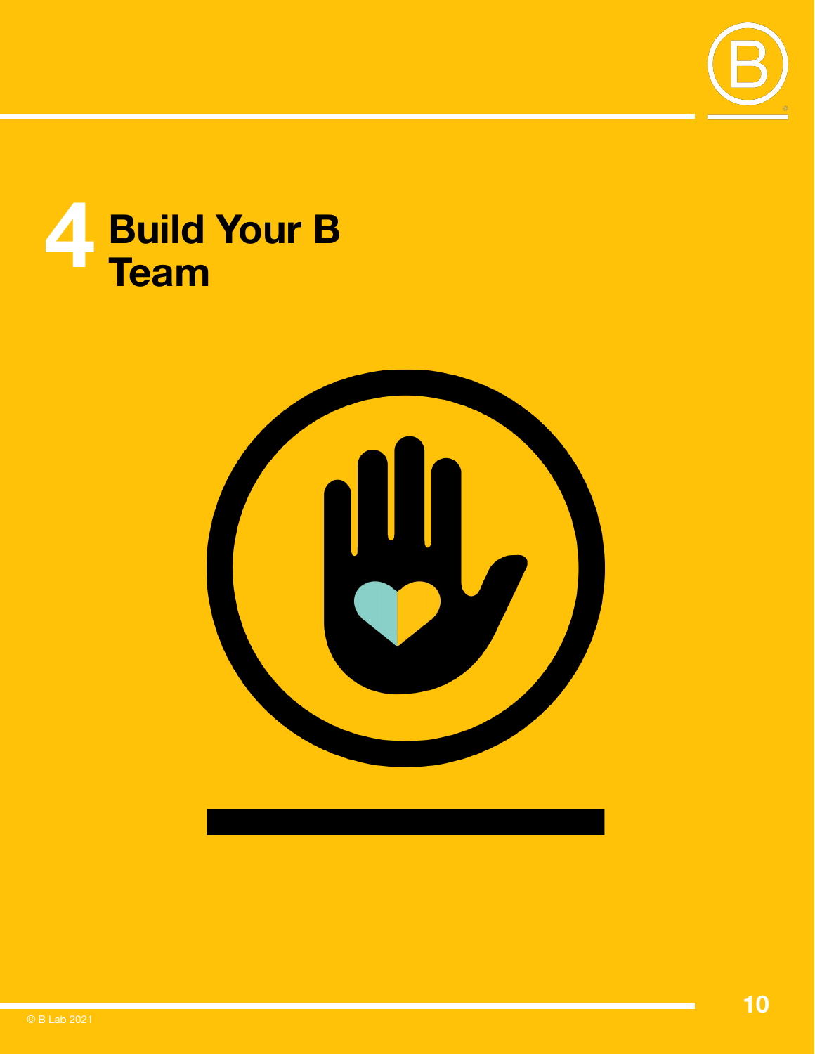# 4 Build Your B Team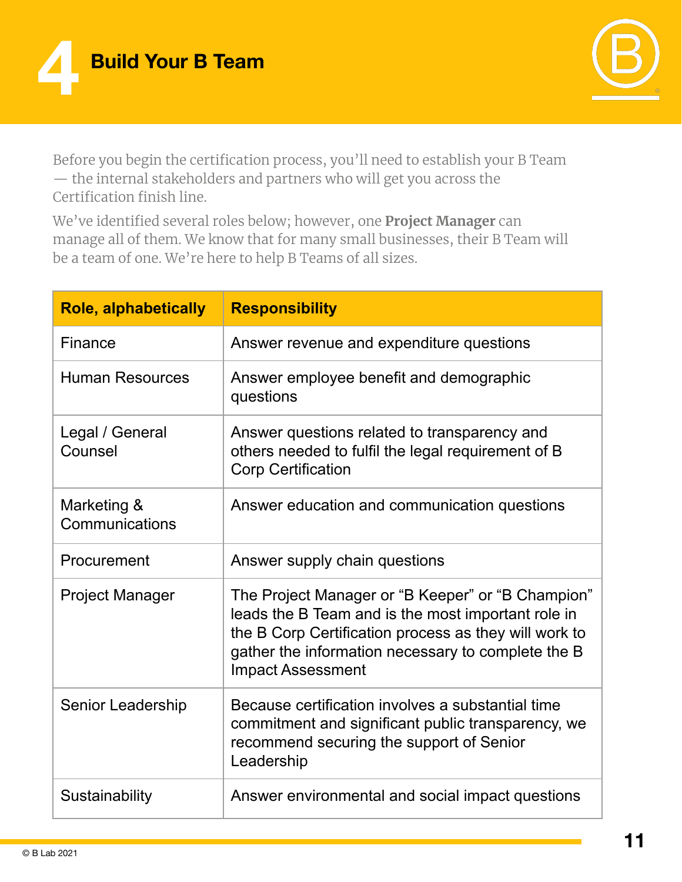# 4 Build Your B Team

Before you begin the certification process, you'll need to establish your B Team — the internal stakeholders and partners who will get you across the Certification finish line.

We've identified several roles below; however, one **Project Manager** can manage all of them. We know that for many small businesses, their B Team will be a team of one. We're here to help B Teams of all sizes.

| Role, alphabetically | Responsibility |
|---|---|
| Finance | Answer revenue and expenditure questions |
| Human Resources | Answer employee benefit and demographic questions |
| Legal / General Counsel | Answer questions related to transparency and others needed to fulfil the legal requirement of B Corp Certification |
| Marketing & Communications | Answer education and communication questions |
| Procurement | Answer supply chain questions |
| Project Manager | The Project Manager or "B Keeper" or "B Champion" leads the B Team and is the most important role in the B Corp Certification process as they will work to gather the information necessary to complete the B Impact Assessment |
| Senior Leadership | Because certification involves a substantial time commitment and significant public transparency, we recommend securing the support of Senior Leadership |
| Sustainability | Answer environmental and social impact questions |

© B Lab 2021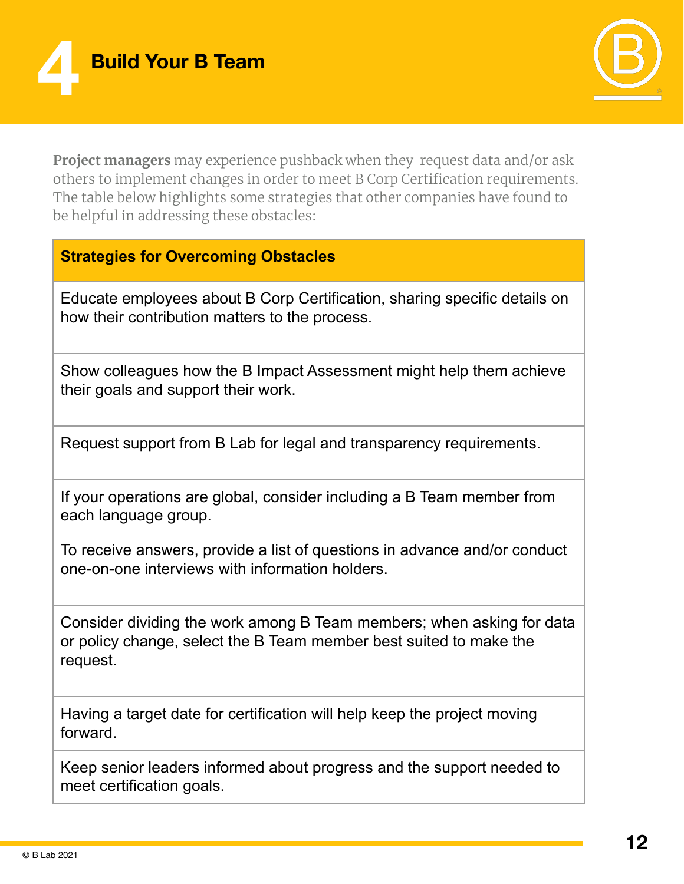# 4 Build Your B Team

**Project managers** may experience pushback when they request data and/or ask others to implement changes in order to meet B Corp Certification requirements. The table below highlights some strategies that other companies have found to be helpful in addressing these obstacles:

| Strategies for Overcoming Obstacles |
| --- |
| Educate employees about B Corp Certification, sharing specific details on how their contribution matters to the process. |
| Show colleagues how the B Impact Assessment might help them achieve their goals and support their work. |
| Request support from B Lab for legal and transparency requirements. |
| If your operations are global, consider including a B Team member from each language group. |
| To receive answers, provide a list of questions in advance and/or conduct one-on-one interviews with information holders. |
| Consider dividing the work among B Team members; when asking for data or policy change, select the B Team member best suited to make the request. |
| Having a target date for certification will help keep the project moving forward. |
| Keep senior leaders informed about progress and the support needed to meet certification goals. |

© B Lab 2021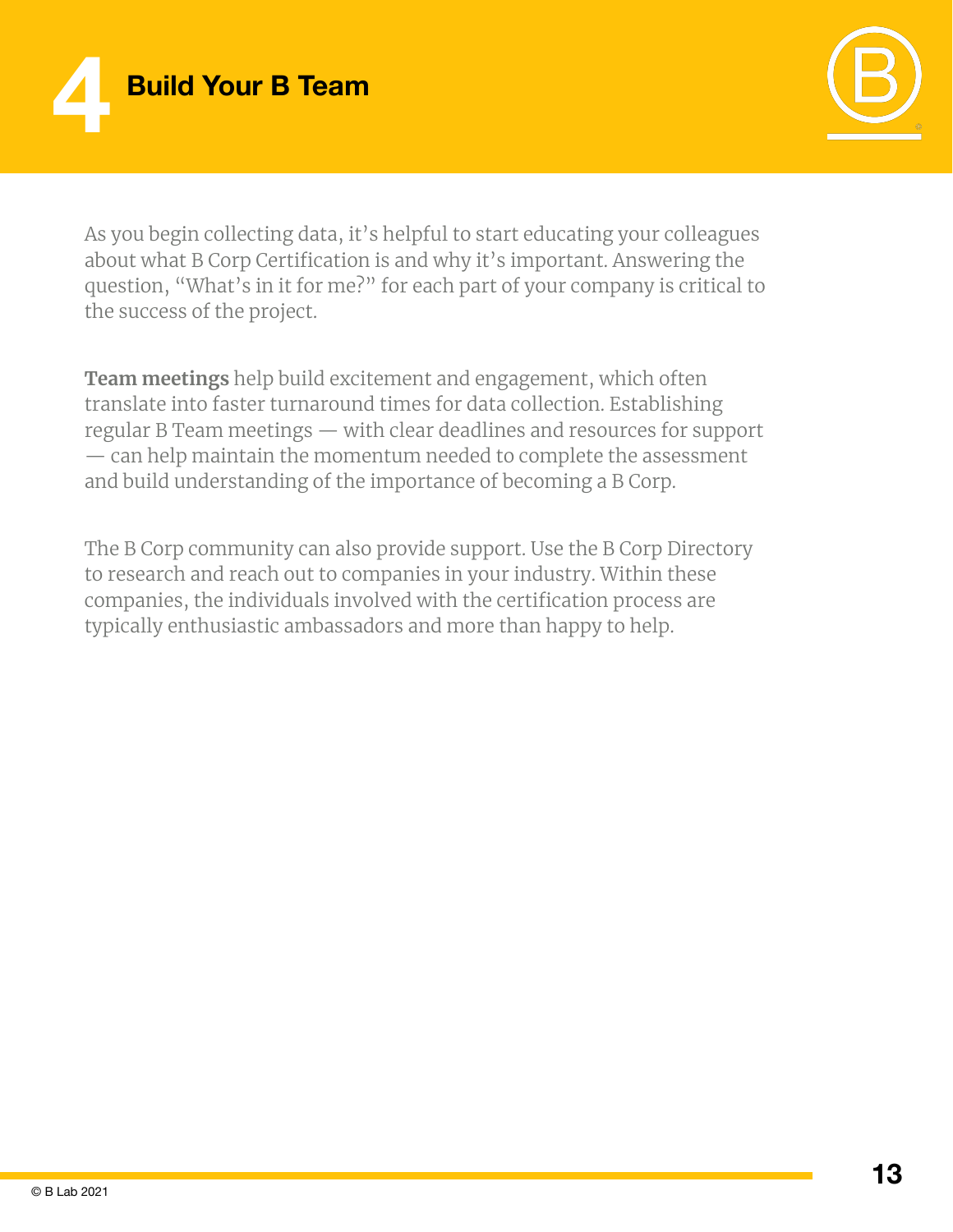# 4 Build Your B Team

As you begin collecting data, it's helpful to start educating your colleagues about what B Corp Certification is and why it's important. Answering the question, "What's in it for me?" for each part of your company is critical to the success of the project.

**Team meetings** help build excitement and engagement, which often translate into faster turnaround times for data collection. Establishing regular B Team meetings — with clear deadlines and resources for support — can help maintain the momentum needed to complete the assessment and build understanding of the importance of becoming a B Corp.

The B Corp community can also provide support. Use the B Corp Directory to research and reach out to companies in your industry. Within these companies, the individuals involved with the certification process are typically enthusiastic ambassadors and more than happy to help.

© B Lab 2021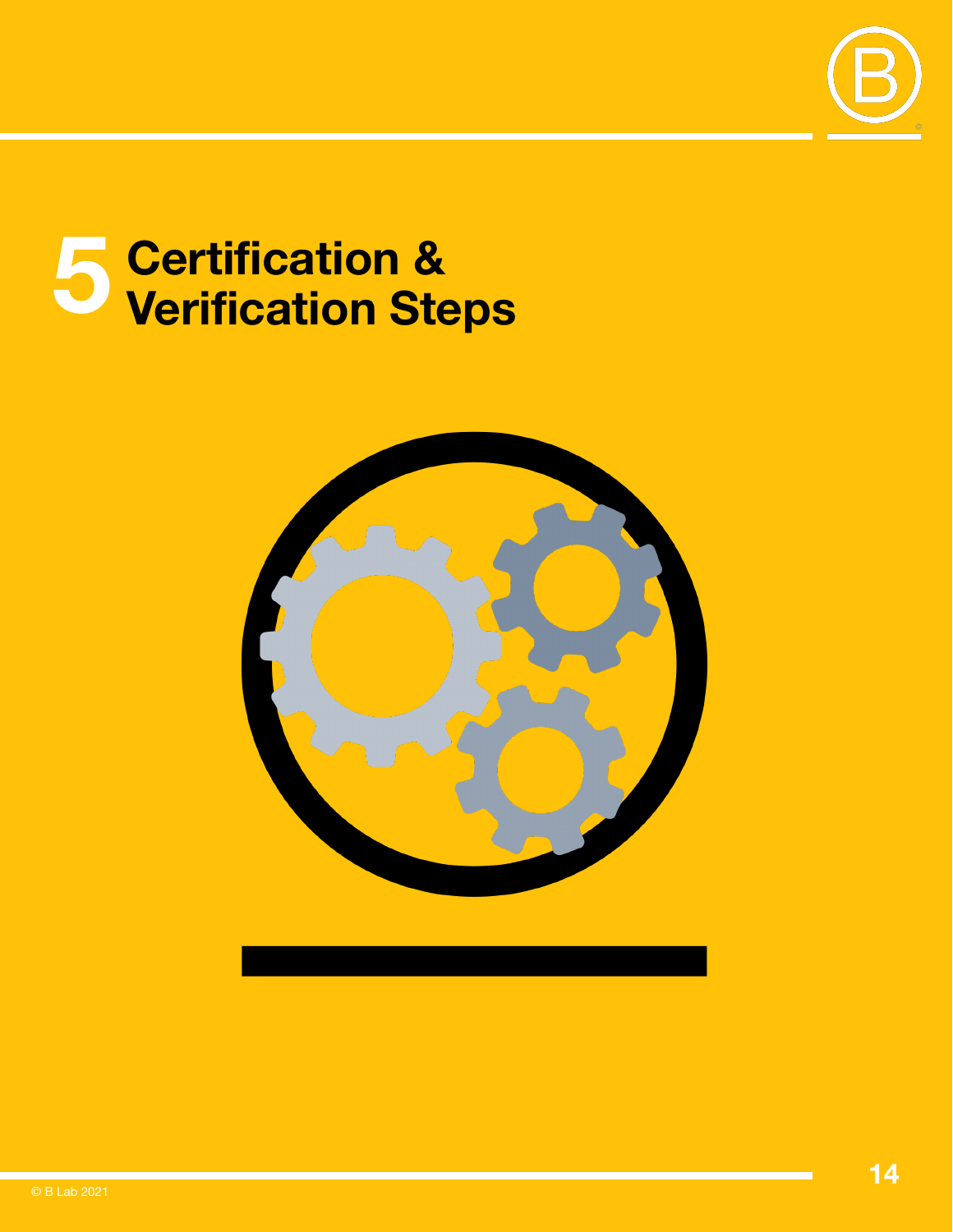# 5 Certification & Verification Steps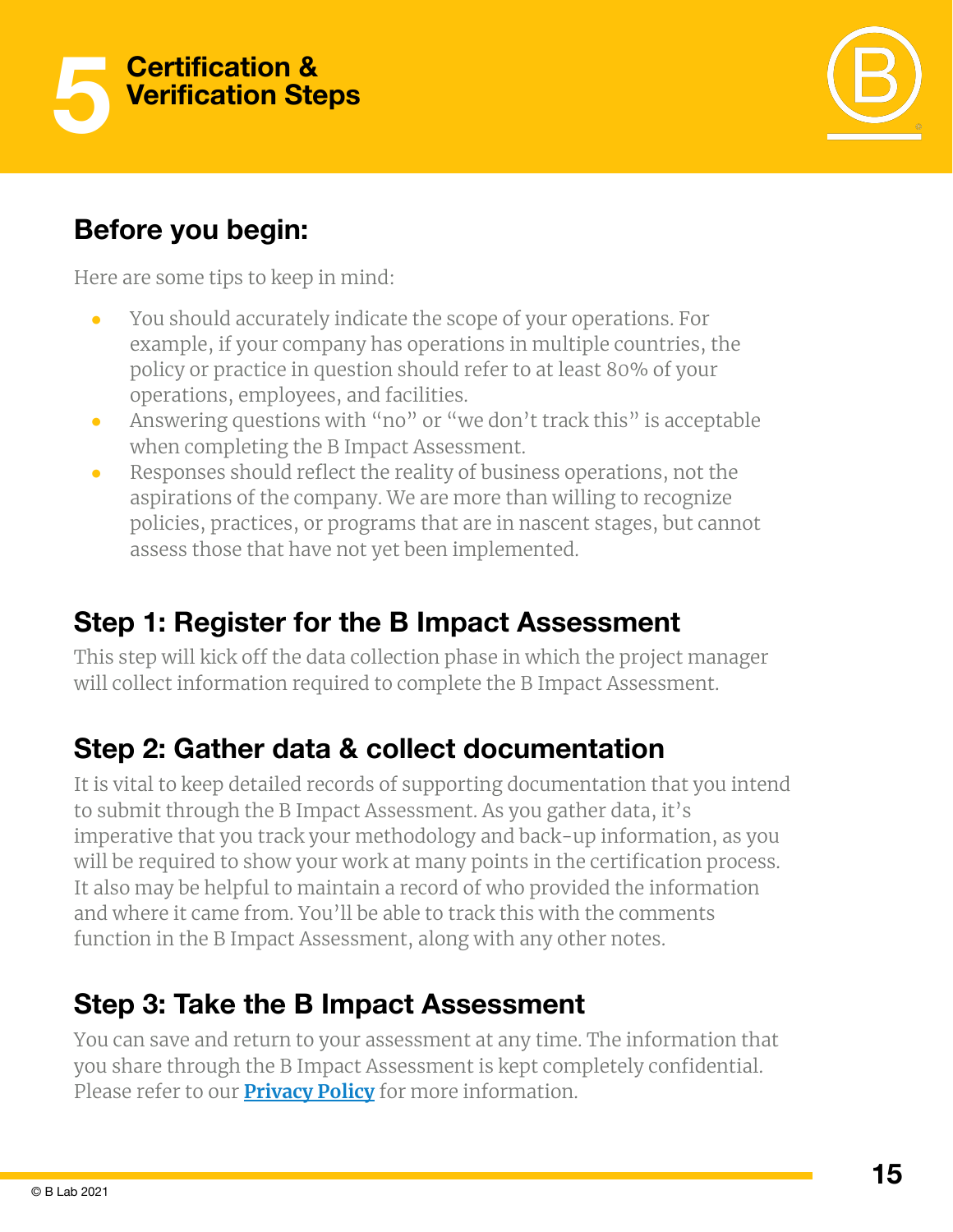# 5 Certification & Verification Steps

## Before you begin:

Here are some tips to keep in mind:

- You should accurately indicate the scope of your operations. For example, if your company has operations in multiple countries, the policy or practice in question should refer to at least 80% of your operations, employees, and facilities.
- Answering questions with "no" or "we don't track this" is acceptable when completing the B Impact Assessment.
- Responses should reflect the reality of business operations, not the aspirations of the company. We are more than willing to recognize policies, practices, or programs that are in nascent stages, but cannot assess those that have not yet been implemented.

## Step 1: Register for the B Impact Assessment

This step will kick off the data collection phase in which the project manager will collect information required to complete the B Impact Assessment.

## Step 2: Gather data & collect documentation

It is vital to keep detailed records of supporting documentation that you intend to submit through the B Impact Assessment. As you gather data, it's imperative that you track your methodology and back-up information, as you will be required to show your work at many points in the certification process. It also may be helpful to maintain a record of who provided the information and where it came from. You'll be able to track this with the comments function in the B Impact Assessment, along with any other notes.

## Step 3: Take the B Impact Assessment

You can save and return to your assessment at any time. The information that you share through the B Impact Assessment is kept completely confidential. Please refer to our **Privacy Policy** for more information.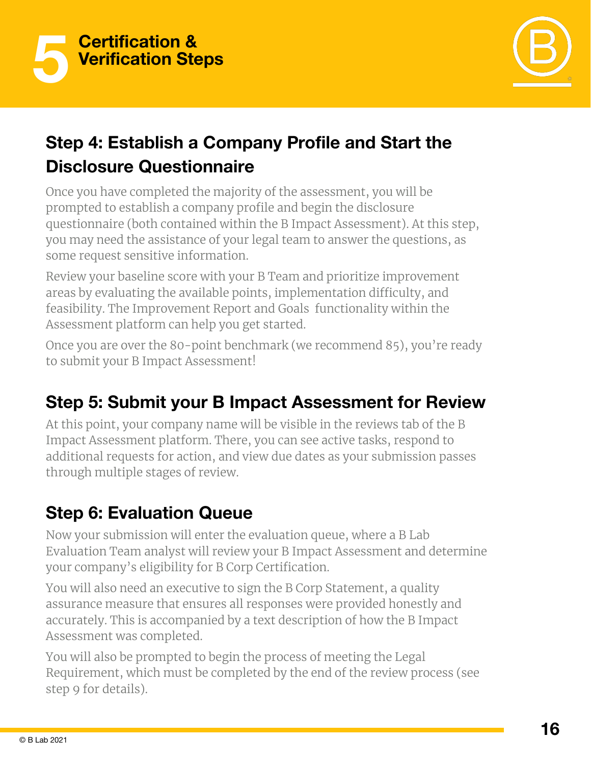# 5 Certification & Verification Steps

## Step 4: Establish a Company Profile and Start the Disclosure Questionnaire

Once you have completed the majority of the assessment, you will be prompted to establish a company profile and begin the disclosure questionnaire (both contained within the B Impact Assessment). At this step, you may need the assistance of your legal team to answer the questions, as some request sensitive information.

Review your baseline score with your B Team and prioritize improvement areas by evaluating the available points, implementation difficulty, and feasibility. The Improvement Report and Goals functionality within the Assessment platform can help you get started.

Once you are over the 80-point benchmark (we recommend 85), you're ready to submit your B Impact Assessment!

## Step 5: Submit your B Impact Assessment for Review

At this point, your company name will be visible in the reviews tab of the B Impact Assessment platform. There, you can see active tasks, respond to additional requests for action, and view due dates as your submission passes through multiple stages of review.

## Step 6: Evaluation Queue

Now your submission will enter the evaluation queue, where a B Lab Evaluation Team analyst will review your B Impact Assessment and determine your company's eligibility for B Corp Certification.

You will also need an executive to sign the B Corp Statement, a quality assurance measure that ensures all responses were provided honestly and accurately. This is accompanied by a text description of how the B Impact Assessment was completed.

You will also be prompted to begin the process of meeting the Legal Requirement, which must be completed by the end of the review process (see step 9 for details).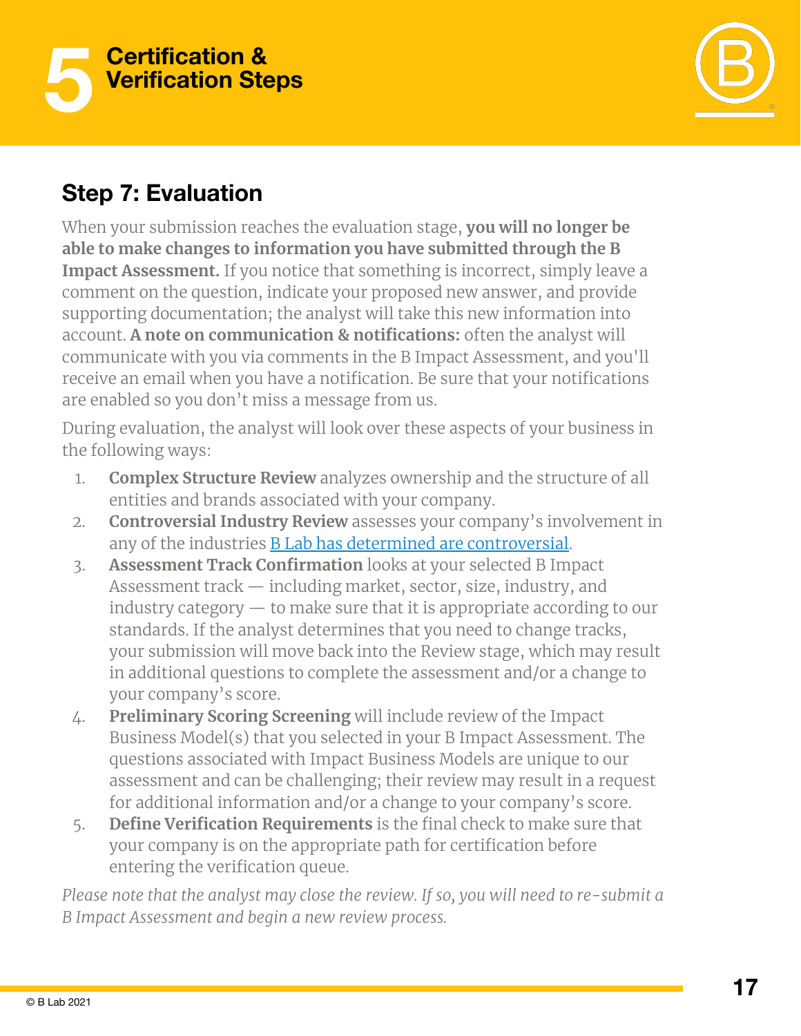# 5 Certification & Verification Steps

## Step 7: Evaluation

When your submission reaches the evaluation stage, **you will no longer be able to make changes to information you have submitted through the B Impact Assessment.** If you notice that something is incorrect, simply leave a comment on the question, indicate your proposed new answer, and provide supporting documentation; the analyst will take this new information into account. **A note on communication & notifications:** often the analyst will communicate with you via comments in the B Impact Assessment, and you'll receive an email when you have a notification. Be sure that your notifications are enabled so you don't miss a message from us.

During evaluation, the analyst will look over these aspects of your business in the following ways:

1. **Complex Structure Review** analyzes ownership and the structure of all entities and brands associated with your company.
2. **Controversial Industry Review** assesses your company's involvement in any of the industries B Lab has determined are controversial.
3. **Assessment Track Confirmation** looks at your selected B Impact Assessment track — including market, sector, size, industry, and industry category — to make sure that it is appropriate according to our standards. If the analyst determines that you need to change tracks, your submission will move back into the Review stage, which may result in additional questions to complete the assessment and/or a change to your company's score.
4. **Preliminary Scoring Screening** will include review of the Impact Business Model(s) that you selected in your B Impact Assessment. The questions associated with Impact Business Models are unique to our assessment and can be challenging; their review may result in a request for additional information and/or a change to your company's score.
5. **Define Verification Requirements** is the final check to make sure that your company is on the appropriate path for certification before entering the verification queue.

*Please note that the analyst may close the review. If so, you will need to re-submit a B Impact Assessment and begin a new review process.*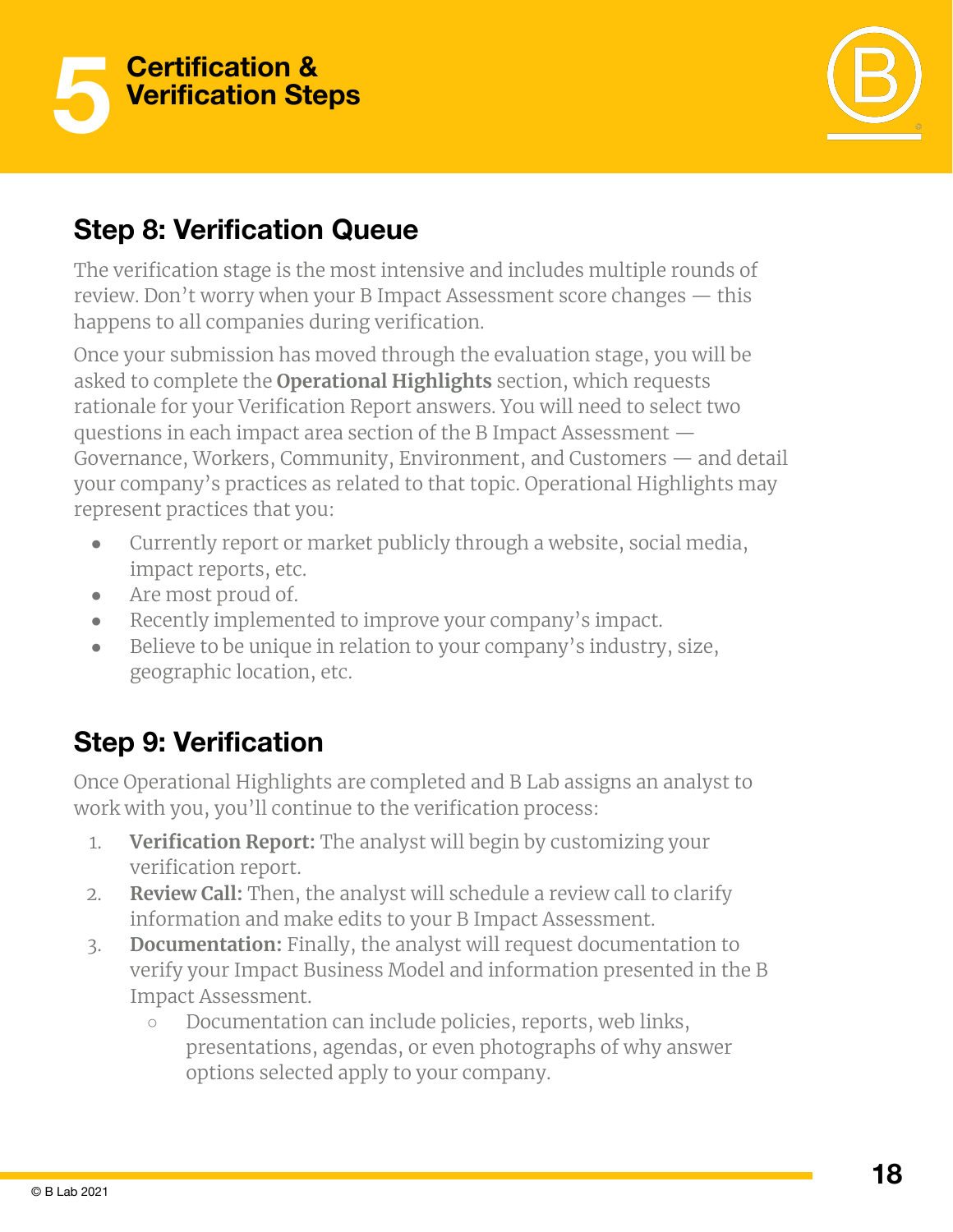# 5 Certification & Verification Steps

## Step 8: Verification Queue

The verification stage is the most intensive and includes multiple rounds of review. Don't worry when your B Impact Assessment score changes — this happens to all companies during verification.

Once your submission has moved through the evaluation stage, you will be asked to complete the **Operational Highlights** section, which requests rationale for your Verification Report answers. You will need to select two questions in each impact area section of the B Impact Assessment — Governance, Workers, Community, Environment, and Customers — and detail your company's practices as related to that topic. Operational Highlights may represent practices that you:

- Currently report or market publicly through a website, social media, impact reports, etc.
- Are most proud of.
- Recently implemented to improve your company's impact.
- Believe to be unique in relation to your company's industry, size, geographic location, etc.

## Step 9: Verification

Once Operational Highlights are completed and B Lab assigns an analyst to work with you, you'll continue to the verification process:

1. **Verification Report:** The analyst will begin by customizing your verification report.
2. **Review Call:** Then, the analyst will schedule a review call to clarify information and make edits to your B Impact Assessment.
3. **Documentation:** Finally, the analyst will request documentation to verify your Impact Business Model and information presented in the B Impact Assessment.
   - Documentation can include policies, reports, web links, presentations, agendas, or even photographs of why answer options selected apply to your company.

© B Lab 2021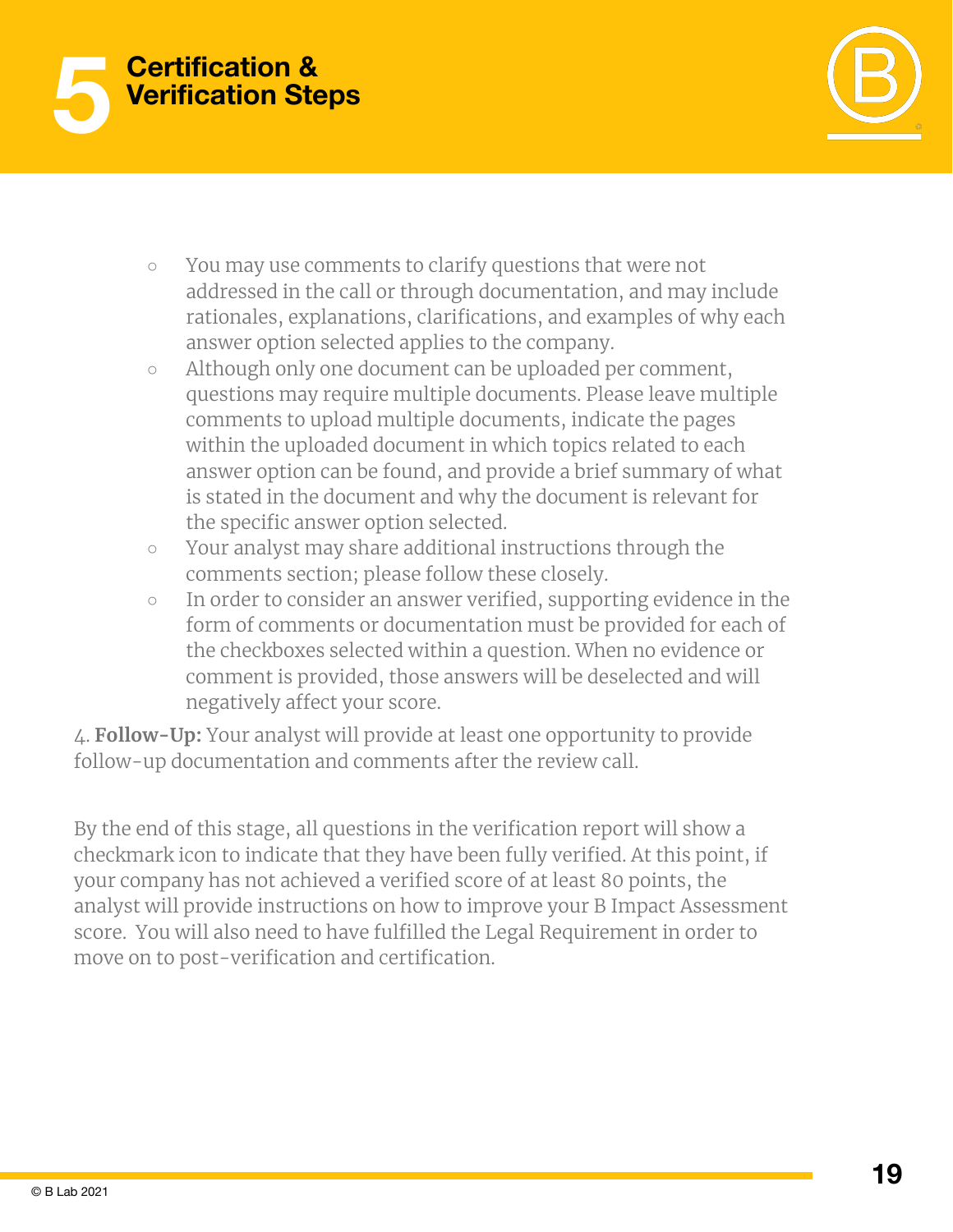# 5 Certification & Verification Steps

- You may use comments to clarify questions that were not addressed in the call or through documentation, and may include rationales, explanations, clarifications, and examples of why each answer option selected applies to the company.
- Although only one document can be uploaded per comment, questions may require multiple documents. Please leave multiple comments to upload multiple documents, indicate the pages within the uploaded document in which topics related to each answer option can be found, and provide a brief summary of what is stated in the document and why the document is relevant for the specific answer option selected.
- Your analyst may share additional instructions through the comments section; please follow these closely.
- In order to consider an answer verified, supporting evidence in the form of comments or documentation must be provided for each of the checkboxes selected within a question. When no evidence or comment is provided, those answers will be deselected and will negatively affect your score.

4. **Follow-Up:** Your analyst will provide at least one opportunity to provide follow-up documentation and comments after the review call.

By the end of this stage, all questions in the verification report will show a checkmark icon to indicate that they have been fully verified. At this point, if your company has not achieved a verified score of at least 80 points, the analyst will provide instructions on how to improve your B Impact Assessment score. You will also need to have fulfilled the Legal Requirement in order to move on to post-verification and certification.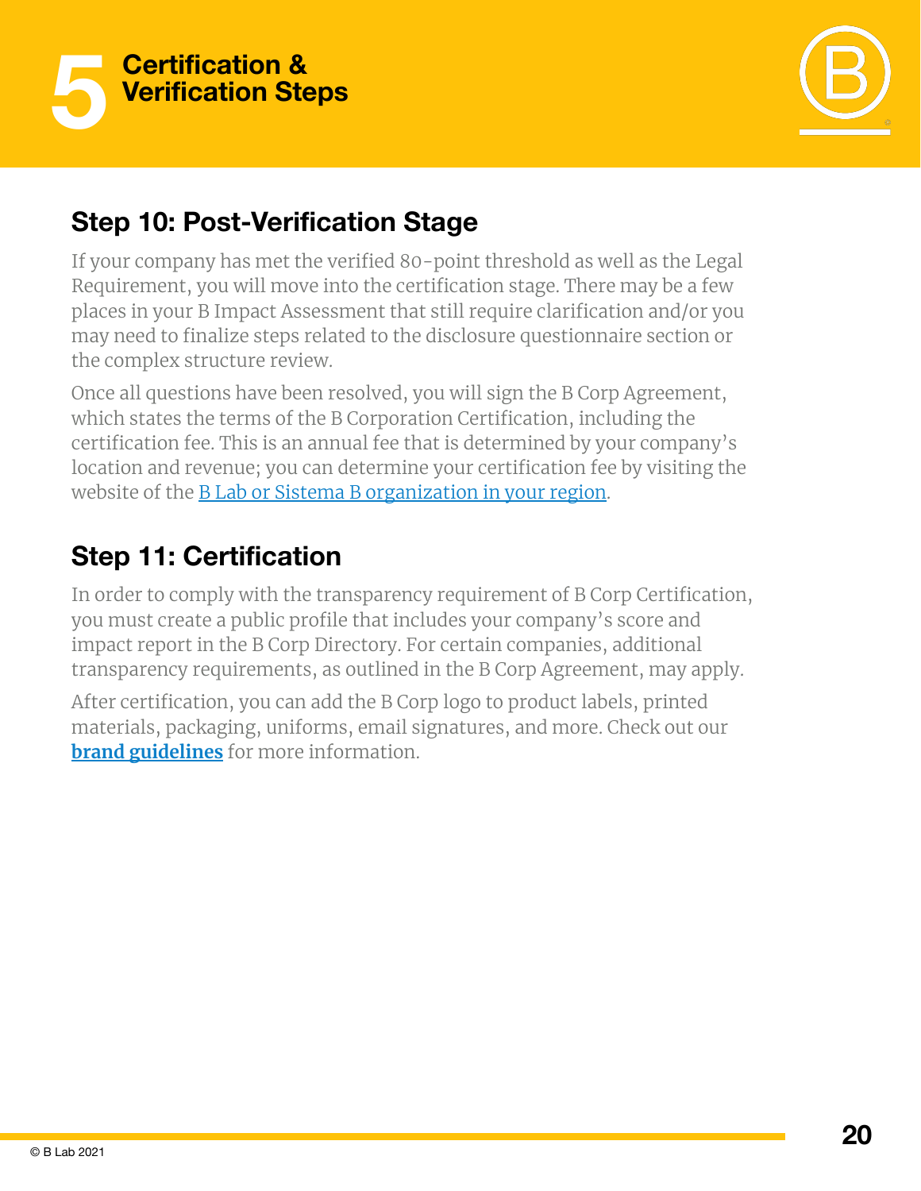# 5 Certification & Verification Steps

## Step 10: Post-Verification Stage

If your company has met the verified 80-point threshold as well as the Legal Requirement, you will move into the certification stage. There may be a few places in your B Impact Assessment that still require clarification and/or you may need to finalize steps related to the disclosure questionnaire section or the complex structure review.

Once all questions have been resolved, you will sign the B Corp Agreement, which states the terms of the B Corporation Certification, including the certification fee. This is an annual fee that is determined by your company's location and revenue; you can determine your certification fee by visiting the website of the B Lab or Sistema B organization in your region.

## Step 11: Certification

In order to comply with the transparency requirement of B Corp Certification, you must create a public profile that includes your company's score and impact report in the B Corp Directory. For certain companies, additional transparency requirements, as outlined in the B Corp Agreement, may apply.

After certification, you can add the B Corp logo to product labels, printed materials, packaging, uniforms, email signatures, and more. Check out our **brand guidelines** for more information.

© B Lab 2021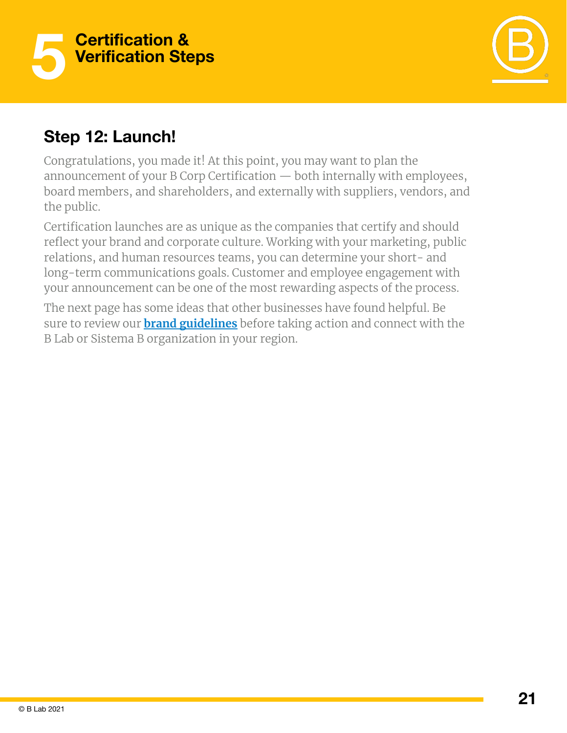# 5 Certification & Verification Steps

## Step 12: Launch!

Congratulations, you made it! At this point, you may want to plan the announcement of your B Corp Certification — both internally with employees, board members, and shareholders, and externally with suppliers, vendors, and the public.

Certification launches are as unique as the companies that certify and should reflect your brand and corporate culture. Working with your marketing, public relations, and human resources teams, you can determine your short- and long-term communications goals. Customer and employee engagement with your announcement can be one of the most rewarding aspects of the process.

The next page has some ideas that other businesses have found helpful. Be sure to review our **brand guidelines** before taking action and connect with the B Lab or Sistema B organization in your region.

© B Lab 2021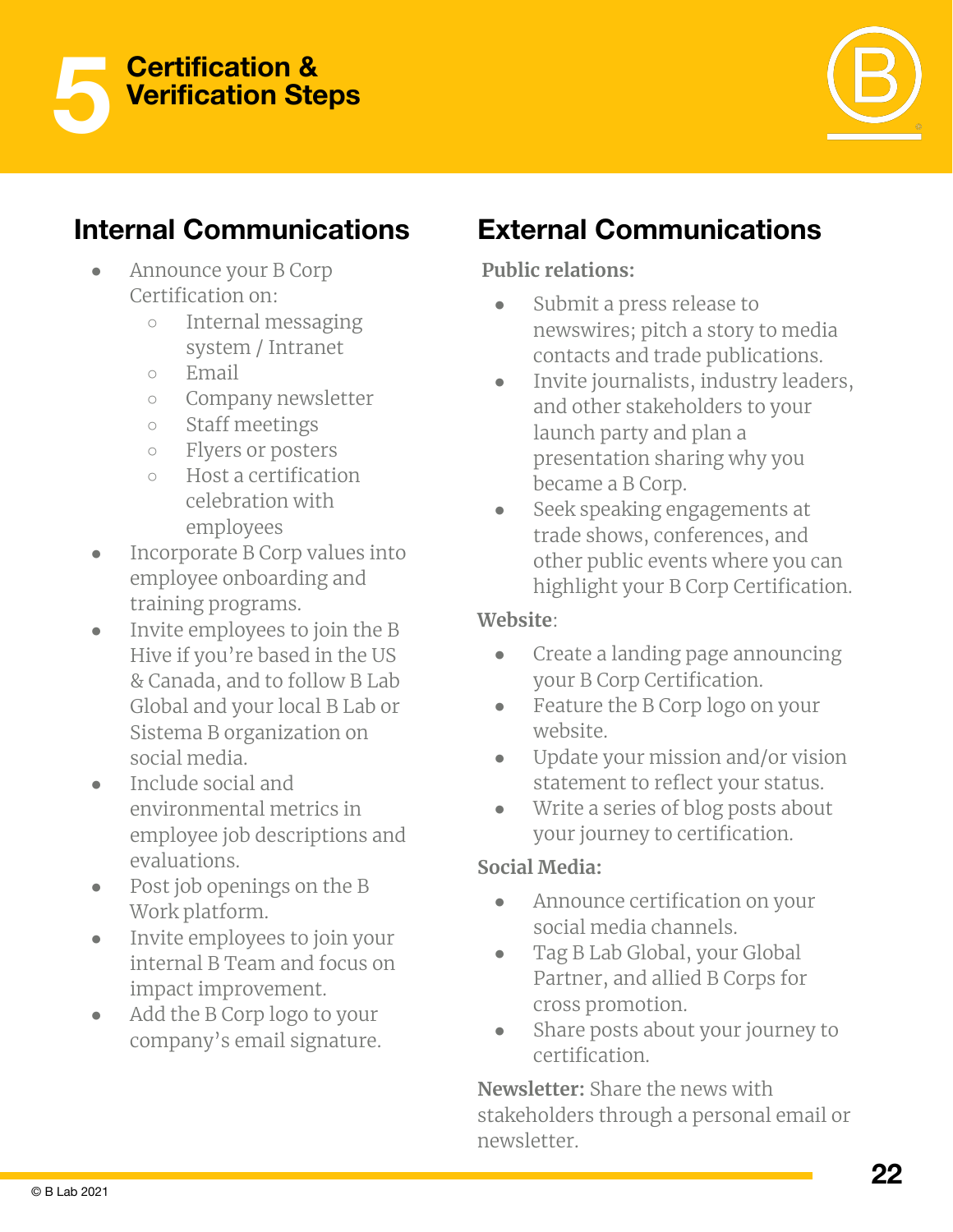# 5 Certification & Verification Steps

## Internal Communications

- Announce your B Corp Certification on:
  - Internal messaging system / Intranet
  - Email
  - Company newsletter
  - Staff meetings
  - Flyers or posters
  - Host a certification celebration with employees
- Incorporate B Corp values into employee onboarding and training programs.
- Invite employees to join the B Hive if you're based in the US & Canada, and to follow B Lab Global and your local B Lab or Sistema B organization on social media.
- Include social and environmental metrics in employee job descriptions and evaluations.
- Post job openings on the B Work platform.
- Invite employees to join your internal B Team and focus on impact improvement.
- Add the B Corp logo to your company's email signature.

## External Communications

**Public relations:**

- Submit a press release to newswires; pitch a story to media contacts and trade publications.
- Invite journalists, industry leaders, and other stakeholders to your launch party and plan a presentation sharing why you became a B Corp.
- Seek speaking engagements at trade shows, conferences, and other public events where you can highlight your B Corp Certification.

**Website**:

- Create a landing page announcing your B Corp Certification.
- Feature the B Corp logo on your website.
- Update your mission and/or vision statement to reflect your status.
- Write a series of blog posts about your journey to certification.

**Social Media:**

- Announce certification on your social media channels.
- Tag B Lab Global, your Global Partner, and allied B Corps for cross promotion.
- Share posts about your journey to certification.

**Newsletter:** Share the news with stakeholders through a personal email or newsletter.

© B Lab 2021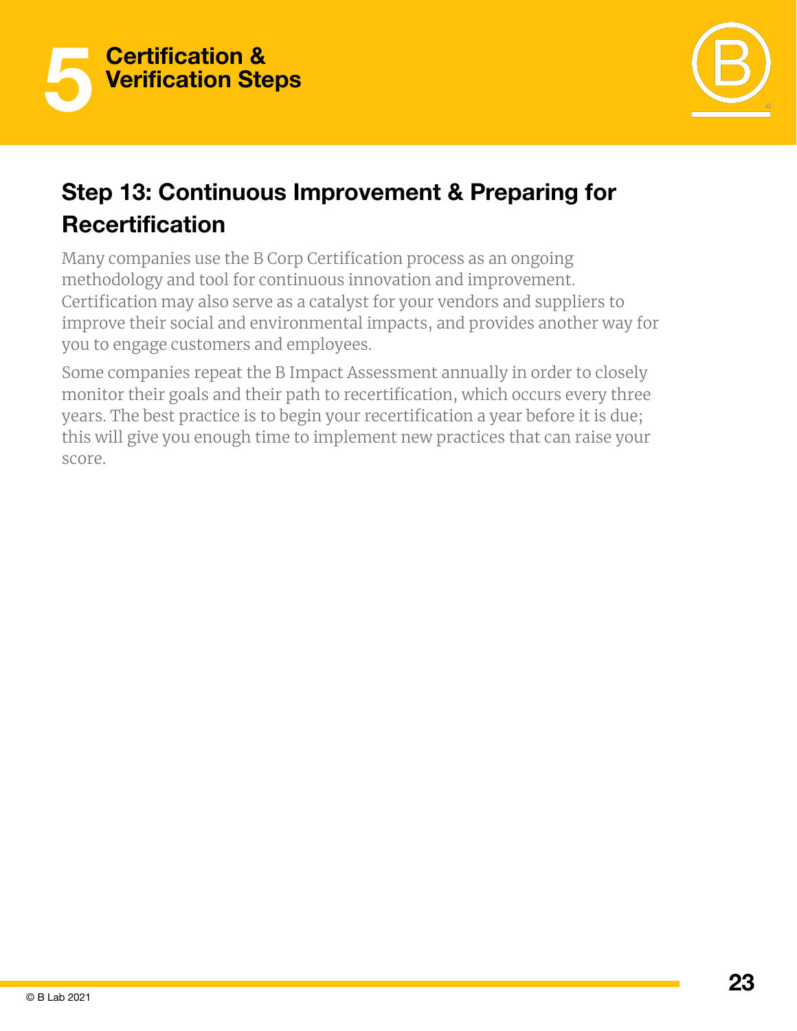# 5 Certification & Verification Steps

## Step 13: Continuous Improvement & Preparing for Recertification

Many companies use the B Corp Certification process as an ongoing methodology and tool for continuous innovation and improvement. Certification may also serve as a catalyst for your vendors and suppliers to improve their social and environmental impacts, and provides another way for you to engage customers and employees.

Some companies repeat the B Impact Assessment annually in order to closely monitor their goals and their path to recertification, which occurs every three years. The best practice is to begin your recertification a year before it is due; this will give you enough time to implement new practices that can raise your score.

© B Lab 2021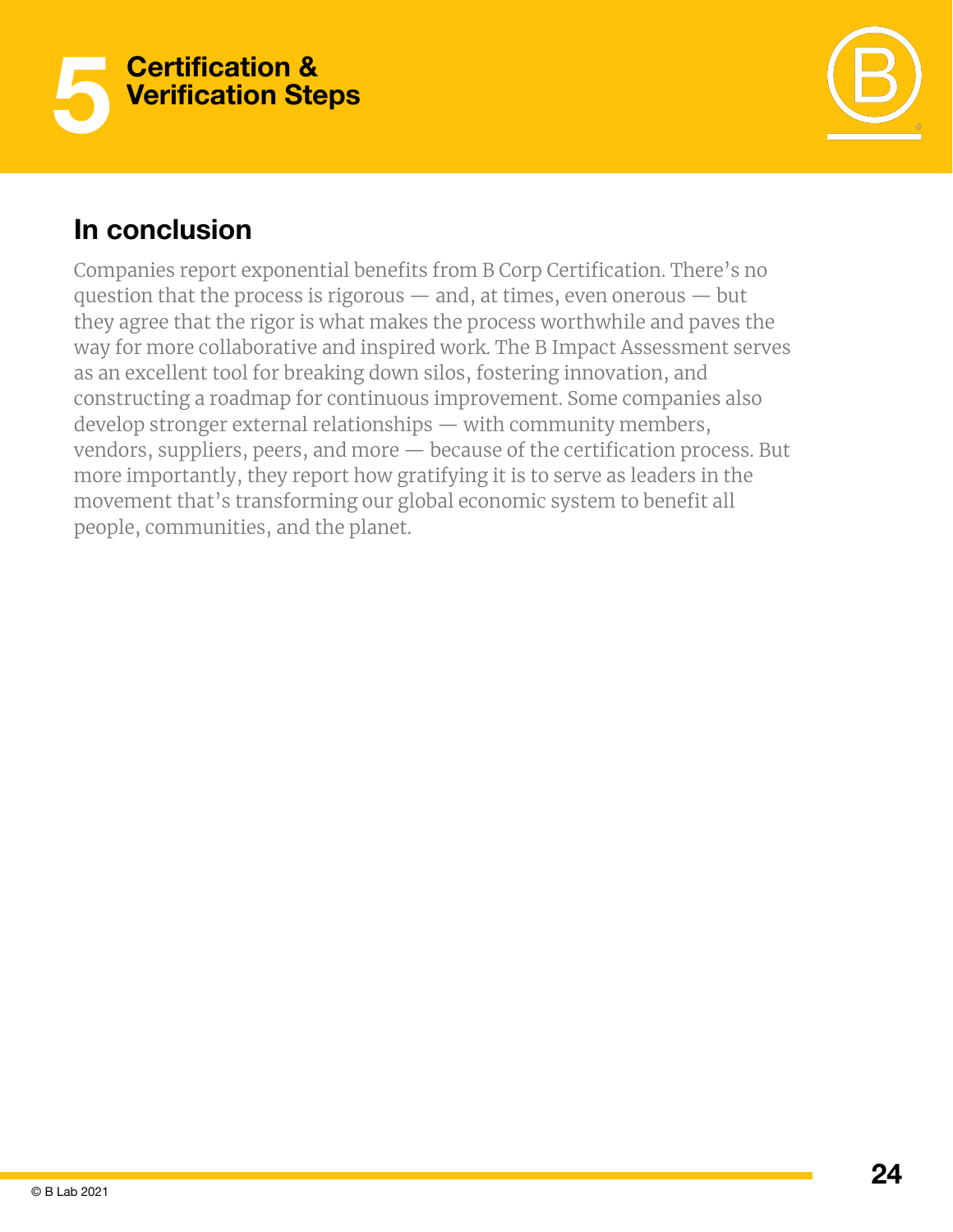# 5 Certification & Verification Steps

## In conclusion

Companies report exponential benefits from B Corp Certification. There's no question that the process is rigorous — and, at times, even onerous — but they agree that the rigor is what makes the process worthwhile and paves the way for more collaborative and inspired work. The B Impact Assessment serves as an excellent tool for breaking down silos, fostering innovation, and constructing a roadmap for continuous improvement. Some companies also develop stronger external relationships — with community members, vendors, suppliers, peers, and more — because of the certification process. But more importantly, they report how gratifying it is to serve as leaders in the movement that's transforming our global economic system to benefit all people, communities, and the planet.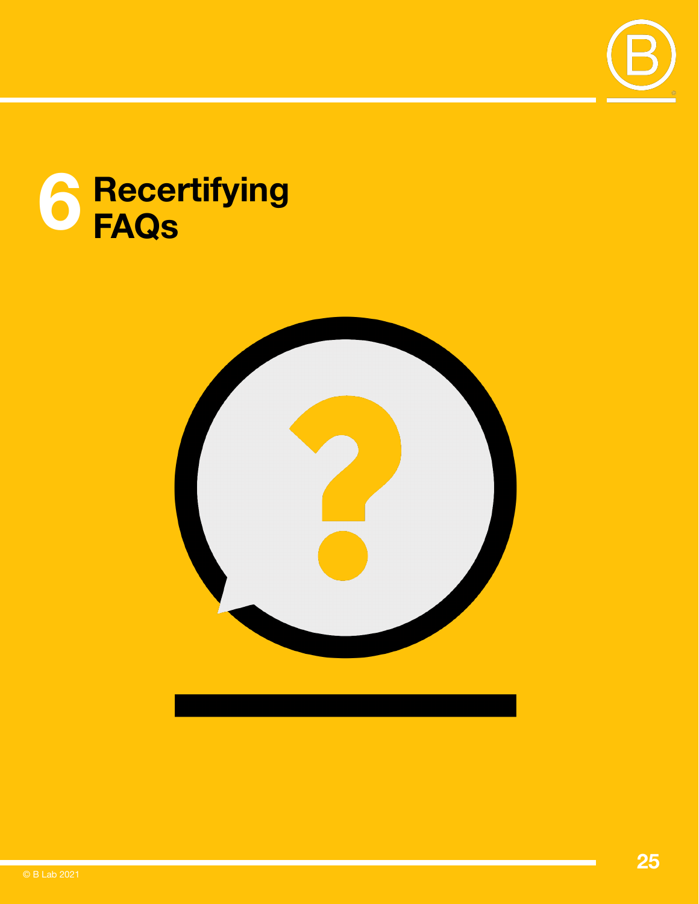# 6 Recertifying FAQs

© B Lab 2021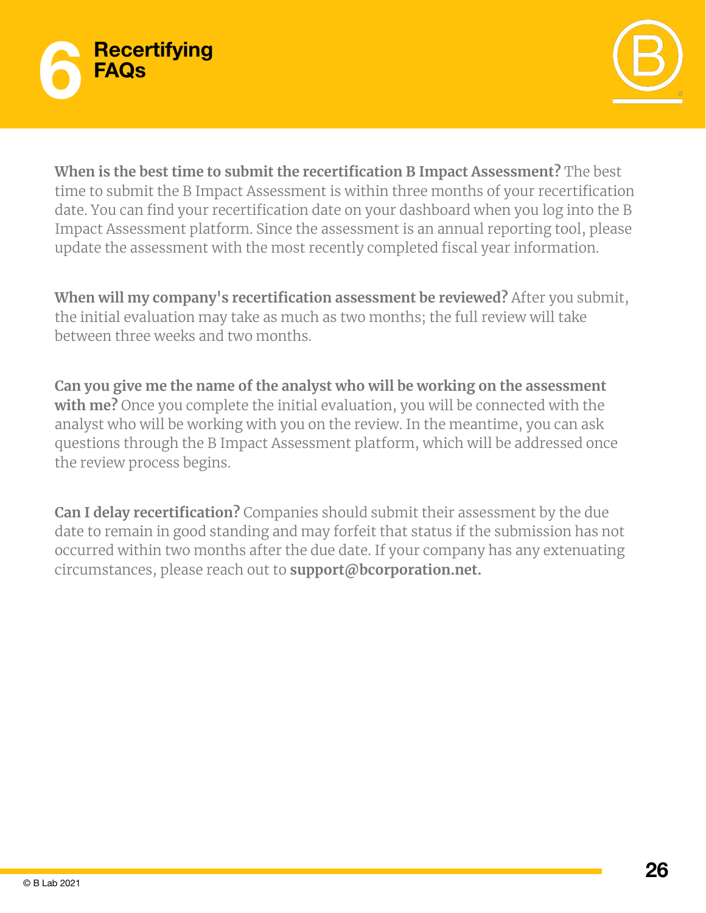# 6 Recertifying FAQs

**When is the best time to submit the recertification B Impact Assessment?** The best time to submit the B Impact Assessment is within three months of your recertification date. You can find your recertification date on your dashboard when you log into the B Impact Assessment platform. Since the assessment is an annual reporting tool, please update the assessment with the most recently completed fiscal year information.

**When will my company's recertification assessment be reviewed?** After you submit, the initial evaluation may take as much as two months; the full review will take between three weeks and two months.

**Can you give me the name of the analyst who will be working on the assessment with me?** Once you complete the initial evaluation, you will be connected with the analyst who will be working with you on the review. In the meantime, you can ask questions through the B Impact Assessment platform, which will be addressed once the review process begins.

**Can I delay recertification?** Companies should submit their assessment by the due date to remain in good standing and may forfeit that status if the submission has not occurred within two months after the due date. If your company has any extenuating circumstances, please reach out to **support@bcorporation.net.**

© B Lab 2021